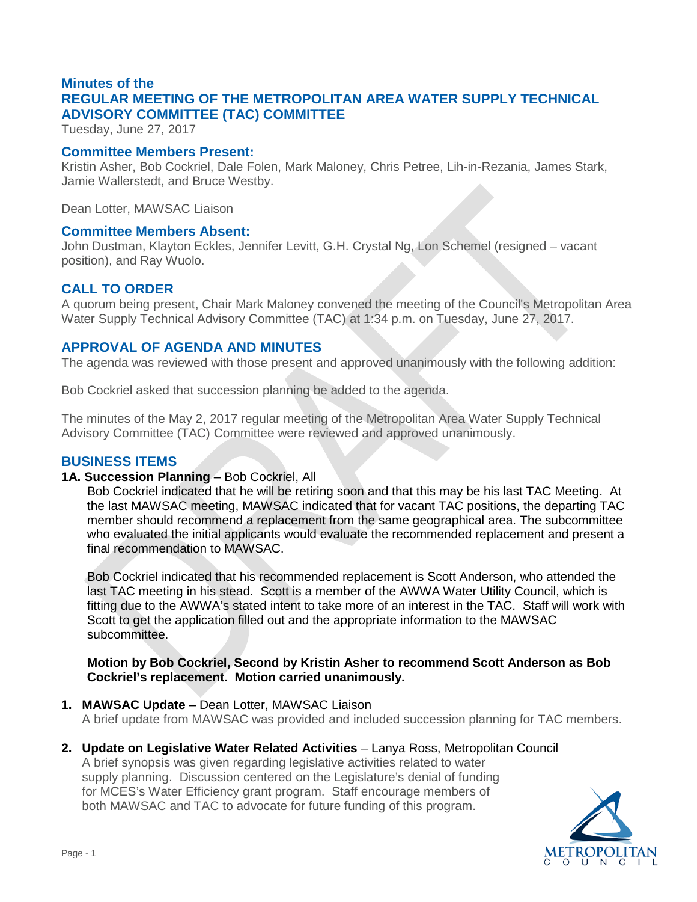# Minutes of the
# REGULAR MEETING OF THE METROPOLITAN AREA WATER SUPPLY TECHNICAL ADVISORY COMMITTEE (TAC) COMMITTEE

Tuesday, June 27, 2017

## Committee Members Present:

Kristin Asher, Bob Cockriel, Dale Folen, Mark Maloney, Chris Petree, Lih-in-Rezania, James Stark, Jamie Wallerstedt, and Bruce Westby.

Dean Lotter, MAWSAC Liaison

## Committee Members Absent:

John Dustman, Klayton Eckles, Jennifer Levitt, G.H. Crystal Ng, Lon Schemel (resigned – vacant position), and Ray Wuolo.

## CALL TO ORDER

A quorum being present, Chair Mark Maloney convened the meeting of the Council's Metropolitan Area Water Supply Technical Advisory Committee (TAC) at 1:34 p.m. on Tuesday, June 27, 2017.

## APPROVAL OF AGENDA AND MINUTES

The agenda was reviewed with those present and approved unanimously with the following addition:

Bob Cockriel asked that succession planning be added to the agenda.

The minutes of the May 2, 2017 regular meeting of the Metropolitan Area Water Supply Technical Advisory Committee (TAC) Committee were reviewed and approved unanimously.

## BUSINESS ITEMS

**1A. Succession Planning** – Bob Cockriel, All

Bob Cockriel indicated that he will be retiring soon and that this may be his last TAC Meeting. At the last MAWSAC meeting, MAWSAC indicated that for vacant TAC positions, the departing TAC member should recommend a replacement from the same geographical area. The subcommittee who evaluated the initial applicants would evaluate the recommended replacement and present a final recommendation to MAWSAC.

Bob Cockriel indicated that his recommended replacement is Scott Anderson, who attended the last TAC meeting in his stead. Scott is a member of the AWWA Water Utility Council, which is fitting due to the AWWA's stated intent to take more of an interest in the TAC. Staff will work with Scott to get the application filled out and the appropriate information to the MAWSAC subcommittee.

**Motion by Bob Cockriel, Second by Kristin Asher to recommend Scott Anderson as Bob Cockriel's replacement. Motion carried unanimously.**

1. **MAWSAC Update** – Dean Lotter, MAWSAC Liaison
   A brief update from MAWSAC was provided and included succession planning for TAC members.

2. **Update on Legislative Water Related Activities** – Lanya Ross, Metropolitan Council
   A brief synopsis was given regarding legislative activities related to water supply planning. Discussion centered on the Legislature's denial of funding for MCES's Water Efficiency grant program. Staff encourage members of both MAWSAC and TAC to advocate for future funding of this program.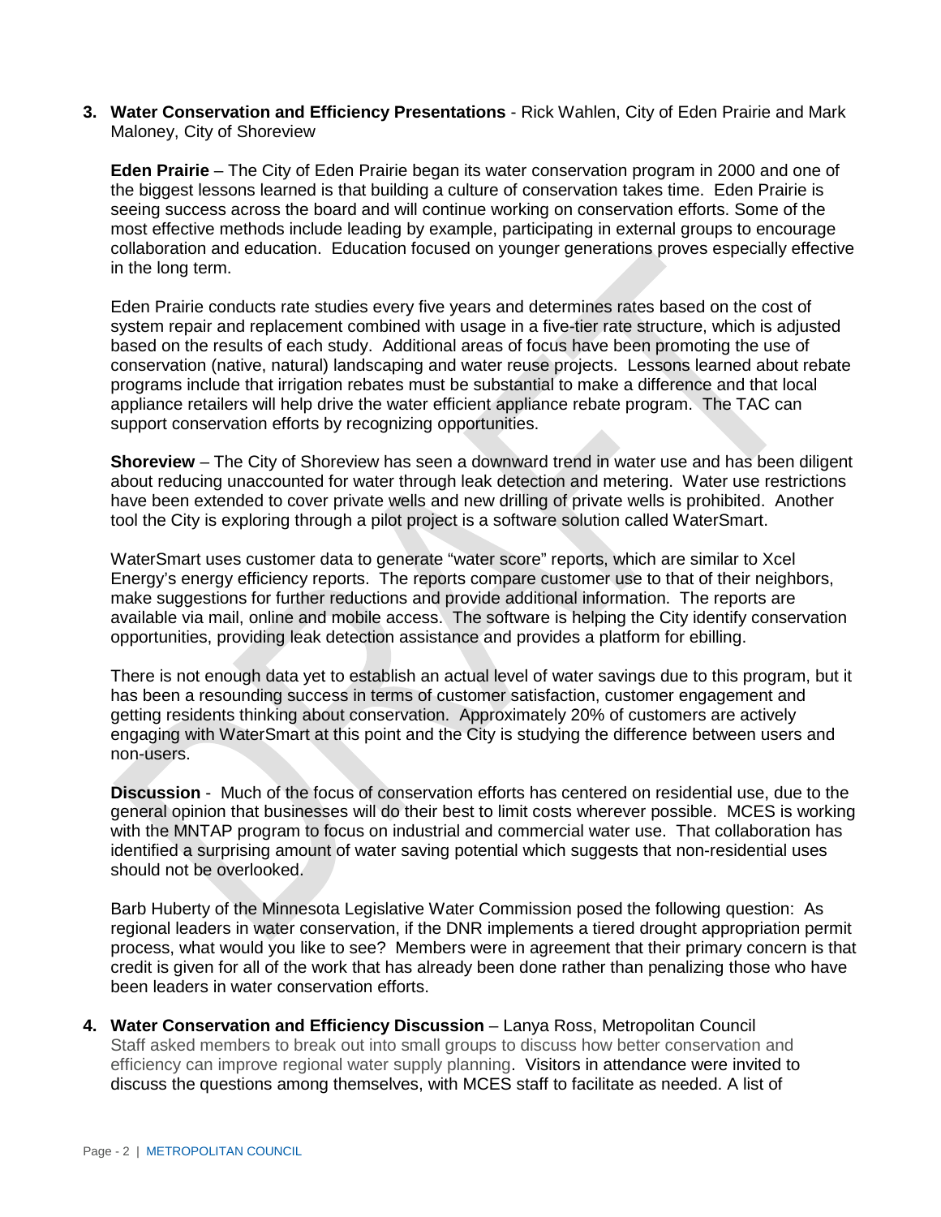3. **Water Conservation and Efficiency Presentations** - Rick Wahlen, City of Eden Prairie and Mark Maloney, City of Shoreview

   **Eden Prairie** – The City of Eden Prairie began its water conservation program in 2000 and one of the biggest lessons learned is that building a culture of conservation takes time. Eden Prairie is seeing success across the board and will continue working on conservation efforts. Some of the most effective methods include leading by example, participating in external groups to encourage collaboration and education. Education focused on younger generations proves especially effective in the long term.

   Eden Prairie conducts rate studies every five years and determines rates based on the cost of system repair and replacement combined with usage in a five-tier rate structure, which is adjusted based on the results of each study. Additional areas of focus have been promoting the use of conservation (native, natural) landscaping and water reuse projects. Lessons learned about rebate programs include that irrigation rebates must be substantial to make a difference and that local appliance retailers will help drive the water efficient appliance rebate program. The TAC can support conservation efforts by recognizing opportunities.

   **Shoreview** – The City of Shoreview has seen a downward trend in water use and has been diligent about reducing unaccounted for water through leak detection and metering. Water use restrictions have been extended to cover private wells and new drilling of private wells is prohibited. Another tool the City is exploring through a pilot project is a software solution called WaterSmart.

   WaterSmart uses customer data to generate "water score" reports, which are similar to Xcel Energy's energy efficiency reports. The reports compare customer use to that of their neighbors, make suggestions for further reductions and provide additional information. The reports are available via mail, online and mobile access. The software is helping the City identify conservation opportunities, providing leak detection assistance and provides a platform for ebilling.

   There is not enough data yet to establish an actual level of water savings due to this program, but it has been a resounding success in terms of customer satisfaction, customer engagement and getting residents thinking about conservation. Approximately 20% of customers are actively engaging with WaterSmart at this point and the City is studying the difference between users and non-users.

   **Discussion** - Much of the focus of conservation efforts has centered on residential use, due to the general opinion that businesses will do their best to limit costs wherever possible. MCES is working with the MNTAP program to focus on industrial and commercial water use. That collaboration has identified a surprising amount of water saving potential which suggests that non-residential uses should not be overlooked.

   Barb Huberty of the Minnesota Legislative Water Commission posed the following question: As regional leaders in water conservation, if the DNR implements a tiered drought appropriation permit process, what would you like to see? Members were in agreement that their primary concern is that credit is given for all of the work that has already been done rather than penalizing those who have been leaders in water conservation efforts.

4. **Water Conservation and Efficiency Discussion** – Lanya Ross, Metropolitan Council
   Staff asked members to break out into small groups to discuss how better conservation and efficiency can improve regional water supply planning. Visitors in attendance were invited to discuss the questions among themselves, with MCES staff to facilitate as needed. A list of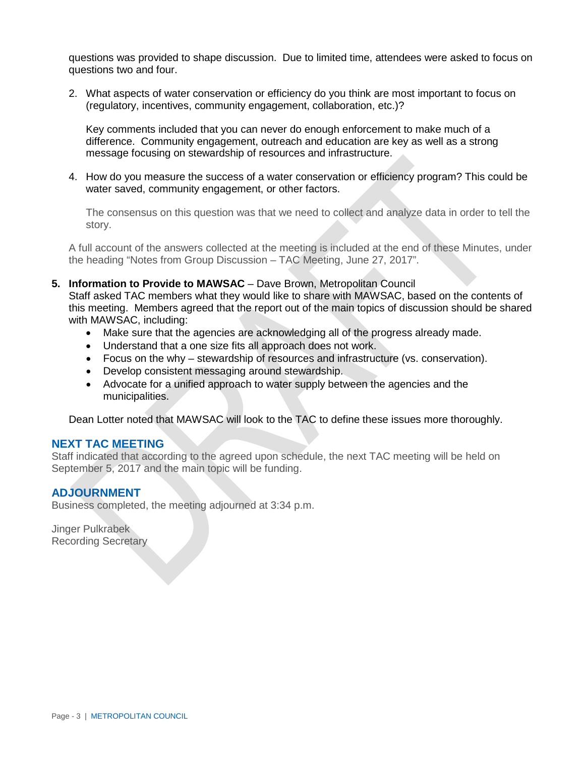questions was provided to shape discussion. Due to limited time, attendees were asked to focus on questions two and four.

2. What aspects of water conservation or efficiency do you think are most important to focus on (regulatory, incentives, community engagement, collaboration, etc.)?

   Key comments included that you can never do enough enforcement to make much of a difference. Community engagement, outreach and education are key as well as a strong message focusing on stewardship of resources and infrastructure.

4. How do you measure the success of a water conservation or efficiency program? This could be water saved, community engagement, or other factors.

   The consensus on this question was that we need to collect and analyze data in order to tell the story.

A full account of the answers collected at the meeting is included at the end of these Minutes, under the heading "Notes from Group Discussion – TAC Meeting, June 27, 2017".

5. **Information to Provide to MAWSAC** – Dave Brown, Metropolitan Council
   Staff asked TAC members what they would like to share with MAWSAC, based on the contents of this meeting. Members agreed that the report out of the main topics of discussion should be shared with MAWSAC, including:
   - Make sure that the agencies are acknowledging all of the progress already made.
   - Understand that a one size fits all approach does not work.
   - Focus on the why – stewardship of resources and infrastructure (vs. conservation).
   - Develop consistent messaging around stewardship.
   - Advocate for a unified approach to water supply between the agencies and the municipalities.

   Dean Lotter noted that MAWSAC will look to the TAC to define these issues more thoroughly.

## NEXT TAC MEETING

Staff indicated that according to the agreed upon schedule, the next TAC meeting will be held on September 5, 2017 and the main topic will be funding.

## ADJOURNMENT

Business completed, the meeting adjourned at 3:34 p.m.

Jinger Pulkrabek
Recording Secretary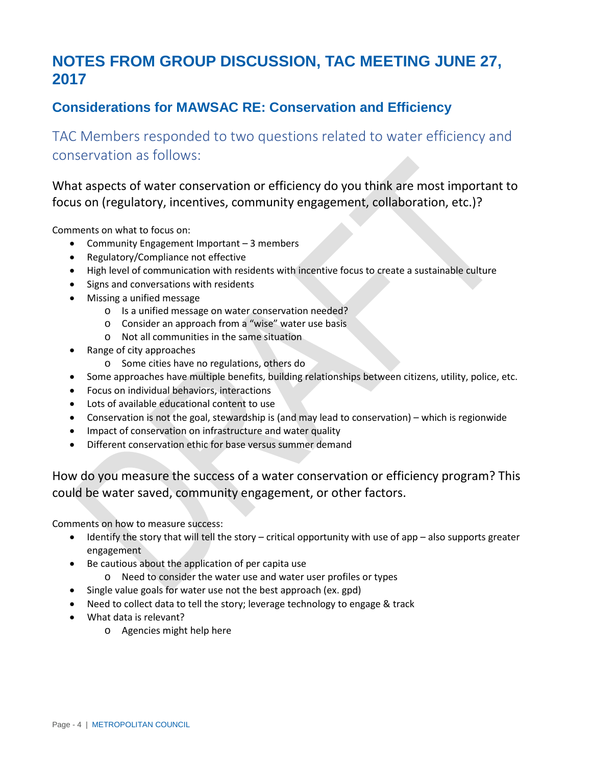# NOTES FROM GROUP DISCUSSION, TAC MEETING JUNE 27, 2017

## Considerations for MAWSAC RE: Conservation and Efficiency

### TAC Members responded to two questions related to water efficiency and conservation as follows:

#### What aspects of water conservation or efficiency do you think are most important to focus on (regulatory, incentives, community engagement, collaboration, etc.)?

Comments on what to focus on:

- Community Engagement Important – 3 members
- Regulatory/Compliance not effective
- High level of communication with residents with incentive focus to create a sustainable culture
- Signs and conversations with residents
- Missing a unified message
  - Is a unified message on water conservation needed?
  - Consider an approach from a "wise" water use basis
  - Not all communities in the same situation
- Range of city approaches
  - Some cities have no regulations, others do
- Some approaches have multiple benefits, building relationships between citizens, utility, police, etc.
- Focus on individual behaviors, interactions
- Lots of available educational content to use
- Conservation is not the goal, stewardship is (and may lead to conservation) – which is regionwide
- Impact of conservation on infrastructure and water quality
- Different conservation ethic for base versus summer demand

#### How do you measure the success of a water conservation or efficiency program? This could be water saved, community engagement, or other factors.

Comments on how to measure success:

- Identify the story that will tell the story – critical opportunity with use of app – also supports greater engagement
- Be cautious about the application of per capita use
  - Need to consider the water use and water user profiles or types
- Single value goals for water use not the best approach (ex. gpd)
- Need to collect data to tell the story; leverage technology to engage & track
- What data is relevant?
  - Agencies might help here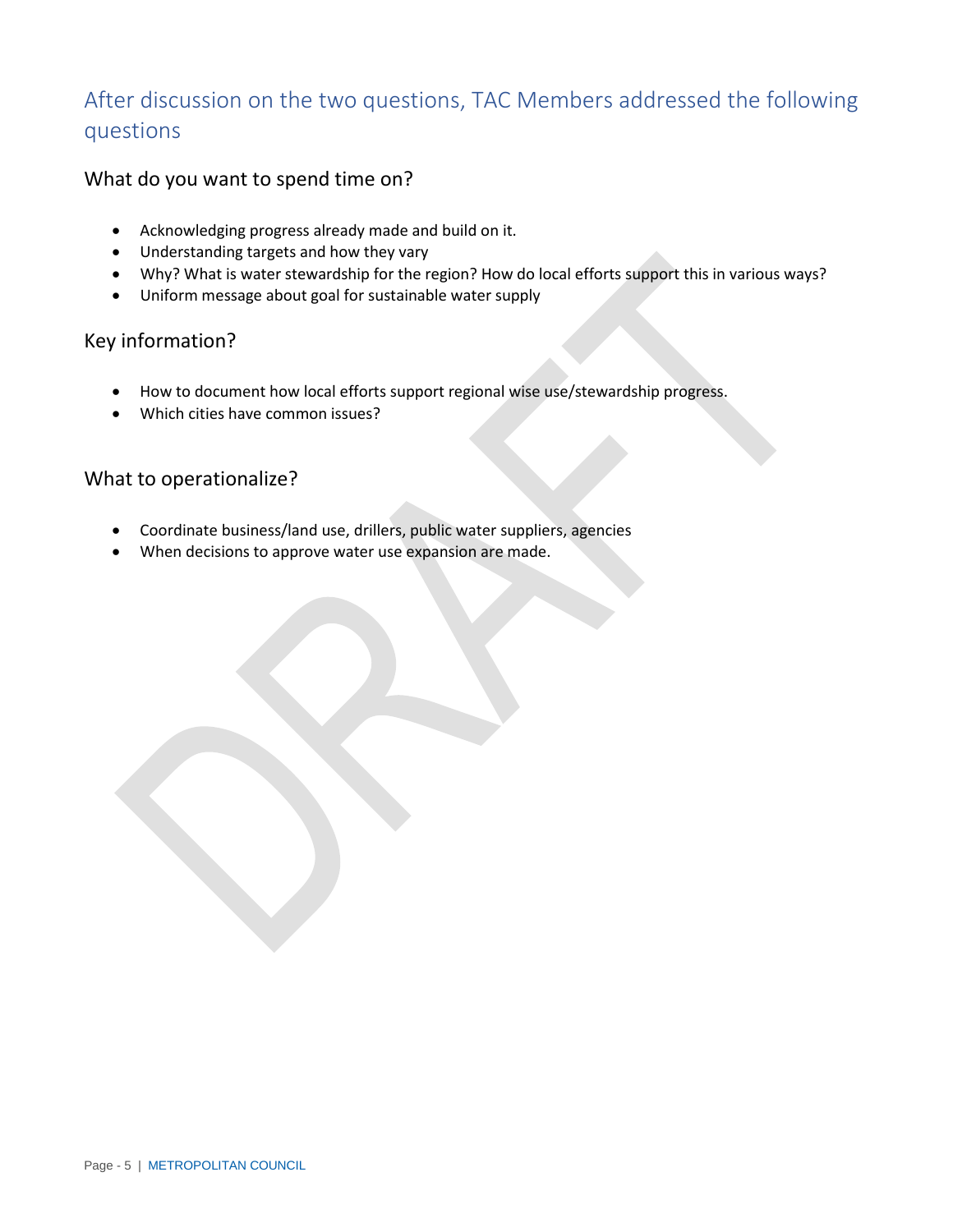## After discussion on the two questions, TAC Members addressed the following questions

### What do you want to spend time on?

- Acknowledging progress already made and build on it.
- Understanding targets and how they vary
- Why? What is water stewardship for the region? How do local efforts support this in various ways?
- Uniform message about goal for sustainable water supply

### Key information?

- How to document how local efforts support regional wise use/stewardship progress.
- Which cities have common issues?

### What to operationalize?

- Coordinate business/land use, drillers, public water suppliers, agencies
- When decisions to approve water use expansion are made.